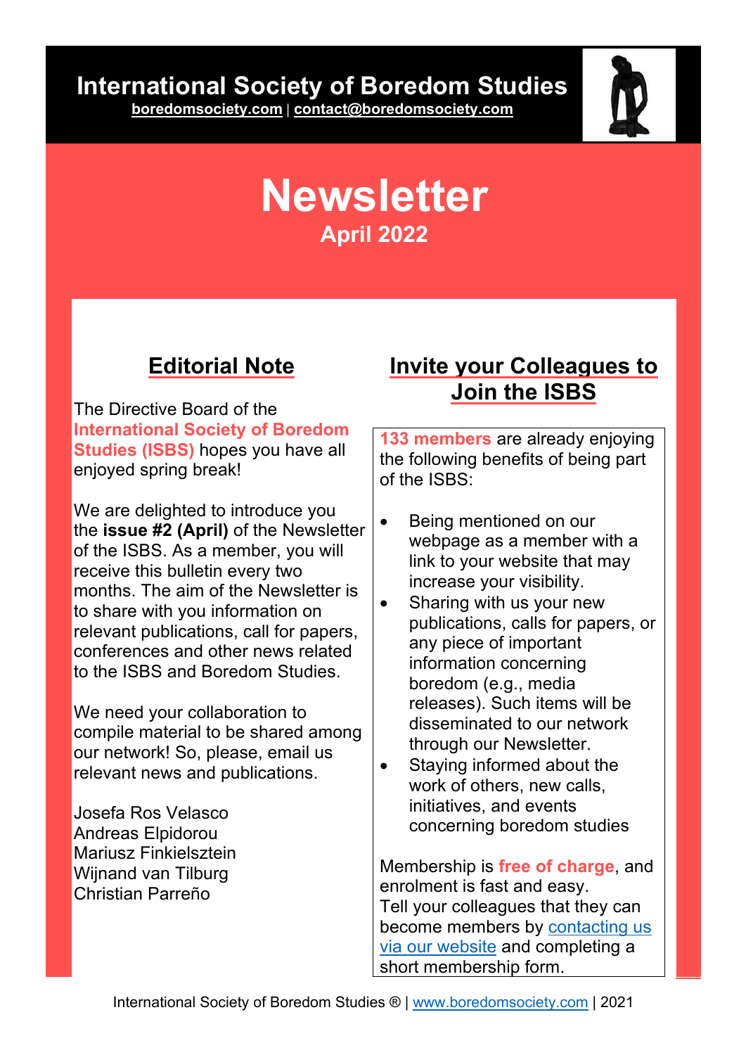# International Society of Boredom Studies

boredomsociety.com | contact@boredomsociety.com

# Newsletter

**April 2022**

## Editorial Note

The Directive Board of the **International Society of Boredom Studies (ISBS)** hopes you have all enjoyed spring break!

We are delighted to introduce you the **issue #2 (April)** of the Newsletter of the ISBS. As a member, you will receive this bulletin every two months. The aim of the Newsletter is to share with you information on relevant publications, call for papers, conferences and other news related to the ISBS and Boredom Studies.

We need your collaboration to compile material to be shared among our network! So, please, email us relevant news and publications.

Josefa Ros Velasco
Andreas Elpidorou
Mariusz Finkielsztein
Wijnand van Tilburg
Christian Parreño

## Invite your Colleagues to Join the ISBS

**133 members** are already enjoying the following benefits of being part of the ISBS:

- Being mentioned on our webpage as a member with a link to your website that may increase your visibility.
- Sharing with us your new publications, calls for papers, or any piece of important information concerning boredom (e.g., media releases). Such items will be disseminated to our network through our Newsletter.
- Staying informed about the work of others, new calls, initiatives, and events concerning boredom studies

Membership is **free of charge**, and enrolment is fast and easy.
Tell your colleagues that they can become members by contacting us via our website and completing a short membership form.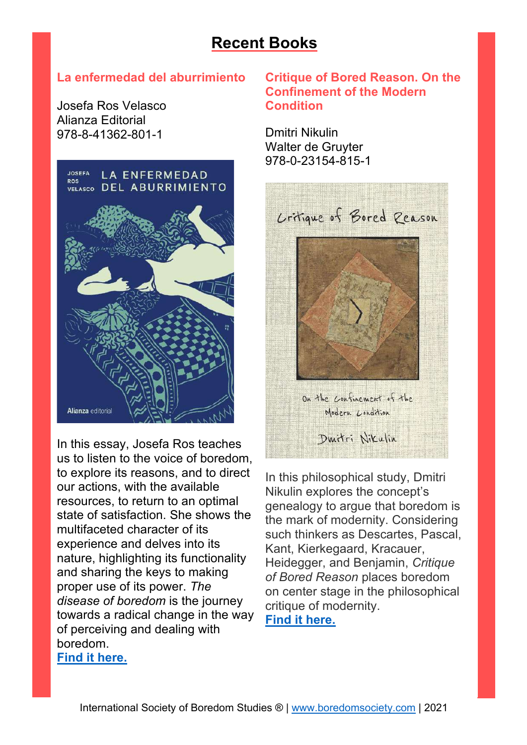# Recent Books

### La enfermedad del aburrimiento

Josefa Ros Velasco
Alianza Editorial
978-8-41362-801-1

In this essay, Josefa Ros teaches us to listen to the voice of boredom, to explore its reasons, and to direct our actions, with the available resources, to return to an optimal state of satisfaction. She shows the multifaceted character of its experience and delves into its nature, highlighting its functionality and sharing the keys to making proper use of its power. *The disease of boredom* is the journey towards a radical change in the way of perceiving and dealing with boredom.
**Find it here.**

### Critique of Bored Reason. On the Confinement of the Modern Condition

Dmitri Nikulin
Walter de Gruyter
978-0-23154-815-1

In this philosophical study, Dmitri Nikulin explores the concept's genealogy to argue that boredom is the mark of modernity. Considering such thinkers as Descartes, Pascal, Kant, Kierkegaard, Kracauer, Heidegger, and Benjamin, *Critique of Bored Reason* places boredom on center stage in the philosophical critique of modernity.
**Find it here.**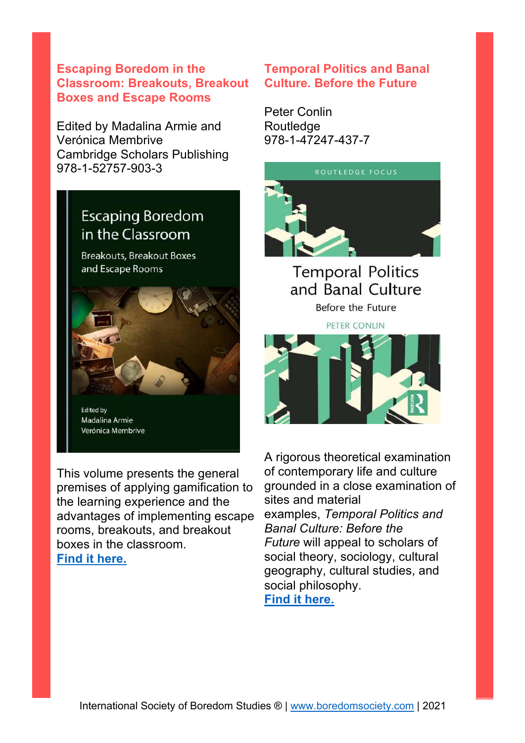## Escaping Boredom in the Classroom: Breakouts, Breakout Boxes and Escape Rooms

Edited by Madalina Armie and Verónica Membrive
Cambridge Scholars Publishing
978-1-52757-903-3

This volume presents the general premises of applying gamification to the learning experience and the advantages of implementing escape rooms, breakouts, and breakout boxes in the classroom.
**Find it here.**

## Temporal Politics and Banal Culture. Before the Future

Peter Conlin
Routledge
978-1-47247-437-7

A rigorous theoretical examination of contemporary life and culture grounded in a close examination of sites and material examples, *Temporal Politics and Banal Culture: Before the Future* will appeal to scholars of social theory, sociology, cultural geography, cultural studies, and social philosophy.
**Find it here.**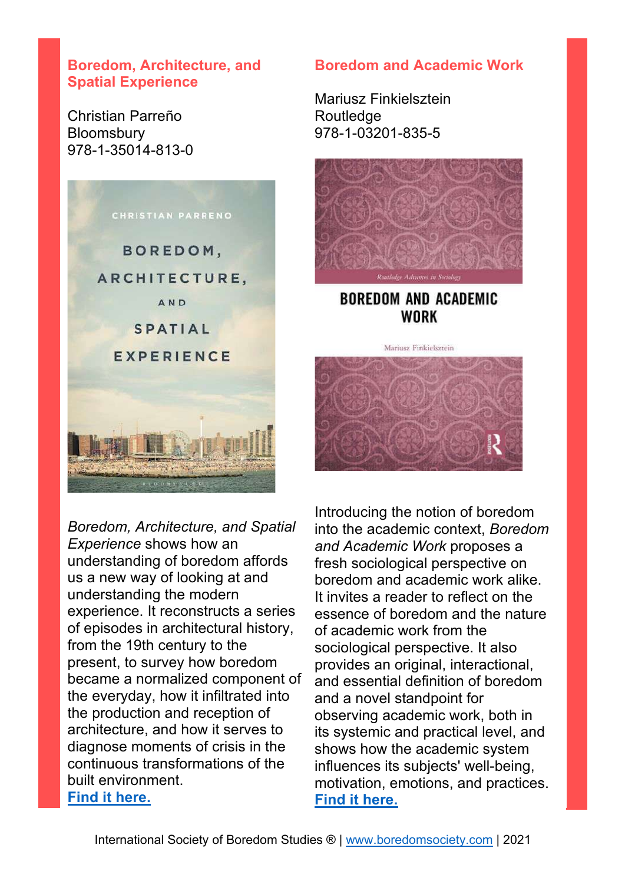## Boredom, Architecture, and Spatial Experience

Christian Parreño
Bloomsbury
978-1-35014-813-0

*Boredom, Architecture, and Spatial Experience* shows how an understanding of boredom affords us a new way of looking at and understanding the modern experience. It reconstructs a series of episodes in architectural history, from the 19th century to the present, to survey how boredom became a normalized component of the everyday, how it infiltrated into the production and reception of architecture, and how it serves to diagnose moments of crisis in the continuous transformations of the built environment.
**Find it here.**

## Boredom and Academic Work

Mariusz Finkielsztein
Routledge
978-1-03201-835-5

Introducing the notion of boredom into the academic context, *Boredom and Academic Work* proposes a fresh sociological perspective on boredom and academic work alike. It invites a reader to reflect on the essence of boredom and the nature of academic work from the sociological perspective. It also provides an original, interactional, and essential definition of boredom and a novel standpoint for observing academic work, both in its systemic and practical level, and shows how the academic system influences its subjects' well-being, motivation, emotions, and practices.
**Find it here.**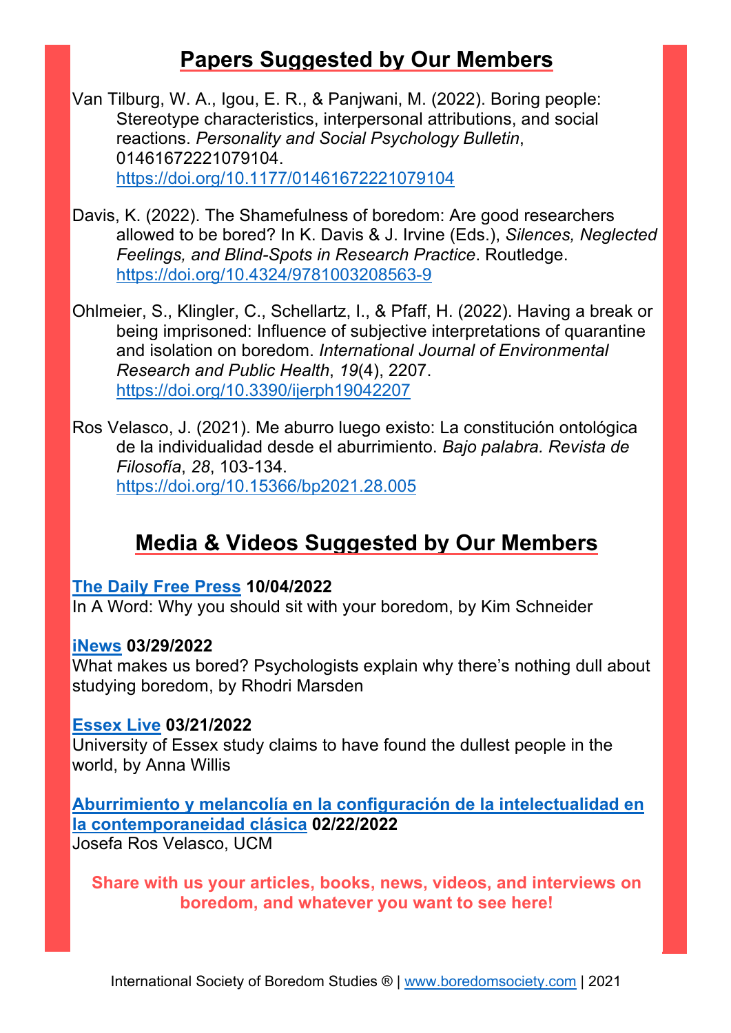## Papers Suggested by Our Members

Van Tilburg, W. A., Igou, E. R., & Panjwani, M. (2022). Boring people: Stereotype characteristics, interpersonal attributions, and social reactions. *Personality and Social Psychology Bulletin*, 01461672221079104. https://doi.org/10.1177/01461672221079104

Davis, K. (2022). The Shamefulness of boredom: Are good researchers allowed to be bored? In K. Davis & J. Irvine (Eds.), *Silences, Neglected Feelings, and Blind-Spots in Research Practice*. Routledge. https://doi.org/10.4324/9781003208563-9

Ohlmeier, S., Klingler, C., Schellartz, I., & Pfaff, H. (2022). Having a break or being imprisoned: Influence of subjective interpretations of quarantine and isolation on boredom. *International Journal of Environmental Research and Public Health*, *19*(4), 2207. https://doi.org/10.3390/ijerph19042207

Ros Velasco, J. (2021). Me aburro luego existo: La constitución ontológica de la individualidad desde el aburrimiento. *Bajo palabra. Revista de Filosofía*, *28*, 103-134. https://doi.org/10.15366/bp2021.28.005

## Media & Videos Suggested by Our Members

**The Daily Free Press 10/04/2022**
In A Word: Why you should sit with your boredom, by Kim Schneider

**iNews 03/29/2022**
What makes us bored? Psychologists explain why there's nothing dull about studying boredom, by Rhodri Marsden

**Essex Live 03/21/2022**
University of Essex study claims to have found the dullest people in the world, by Anna Willis

**Aburrimiento y melancolía en la configuración de la intelectualidad en la contemporaneidad clásica 02/22/2022**
Josefa Ros Velasco, UCM

**Share with us your articles, books, news, videos, and interviews on boredom, and whatever you want to see here!**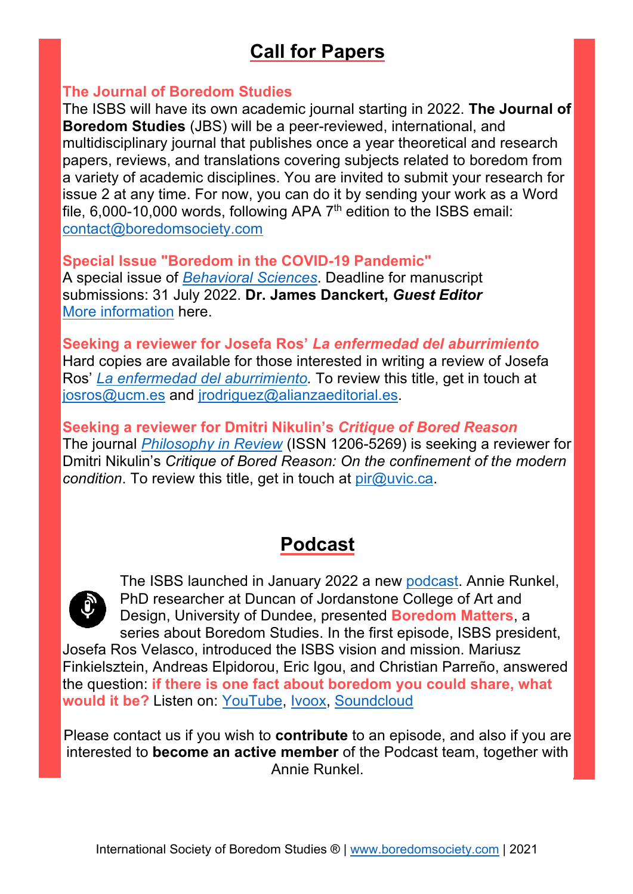## Call for Papers

### The Journal of Boredom Studies

The ISBS will have its own academic journal starting in 2022. **The Journal of Boredom Studies** (JBS) will be a peer-reviewed, international, and multidisciplinary journal that publishes once a year theoretical and research papers, reviews, and translations covering subjects related to boredom from a variety of academic disciplines. You are invited to submit your research for issue 2 at any time. For now, you can do it by sending your work as a Word file, 6,000-10,000 words, following APA 7th edition to the ISBS email: contact@boredomsociety.com

### Special Issue "Boredom in the COVID-19 Pandemic"

A special issue of *Behavioral Sciences*. Deadline for manuscript submissions: 31 July 2022. **Dr. James Danckert, *Guest Editor***
More information here.

### Seeking a reviewer for Josefa Ros' *La enfermedad del aburrimiento*

Hard copies are available for those interested in writing a review of Josefa Ros' *La enfermedad del aburrimiento.* To review this title, get in touch at josros@ucm.es and jrodriguez@alianzaeditorial.es.

### Seeking a reviewer for Dmitri Nikulin's *Critique of Bored Reason*

The journal *Philosophy in Review* (ISSN 1206-5269) is seeking a reviewer for Dmitri Nikulin's *Critique of Bored Reason: On the confinement of the modern condition*. To review this title, get in touch at pir@uvic.ca.

## Podcast

The ISBS launched in January 2022 a new podcast. Annie Runkel, PhD researcher at Duncan of Jordanstone College of Art and Design, University of Dundee, presented **Boredom Matters**, a series about Boredom Studies. In the first episode, ISBS president, Josefa Ros Velasco, introduced the ISBS vision and mission. Mariusz Finkielsztein, Andreas Elpidorou, Eric Igou, and Christian Parreño, answered the question: **if there is one fact about boredom you could share, what would it be?** Listen on: YouTube, Ivoox, Soundcloud

Please contact us if you wish to **contribute** to an episode, and also if you are interested to **become an active member** of the Podcast team, together with Annie Runkel.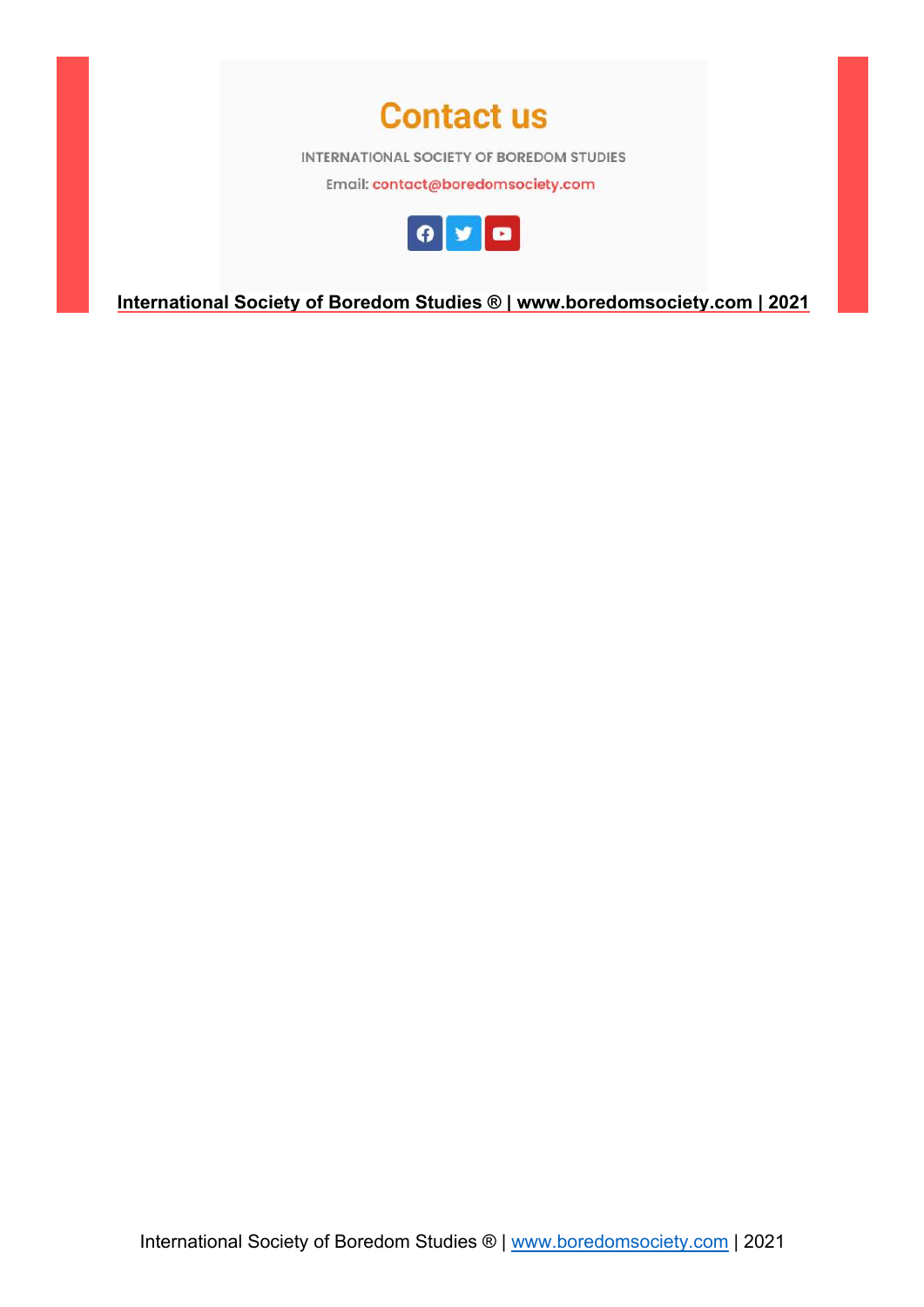# Contact us

INTERNATIONAL SOCIETY OF BOREDOM STUDIES

Email: contact@boredomsociety.com

**International Society of Boredom Studies ® | www.boredomsociety.com | 2021**